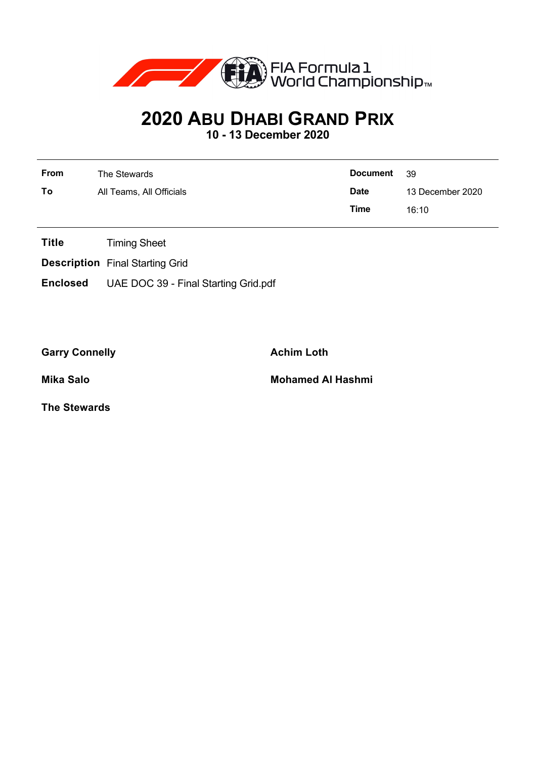# 2020 Abu Dhabi Grand Prix

**10 - 13 December 2020**

| | | | |
|---|---|---|---|
| **From** | The Stewards | **Document** | 39 |
| **To** | All Teams, All Officials | **Date** | 13 December 2020 |
| | | **Time** | 16:10 |

**Title** Timing Sheet

**Description** Final Starting Grid

**Enclosed** UAE DOC 39 - Final Starting Grid.pdf

**Garry Connelly**

**Achim Loth**

**Mika Salo**

**Mohamed Al Hashmi**

**The Stewards**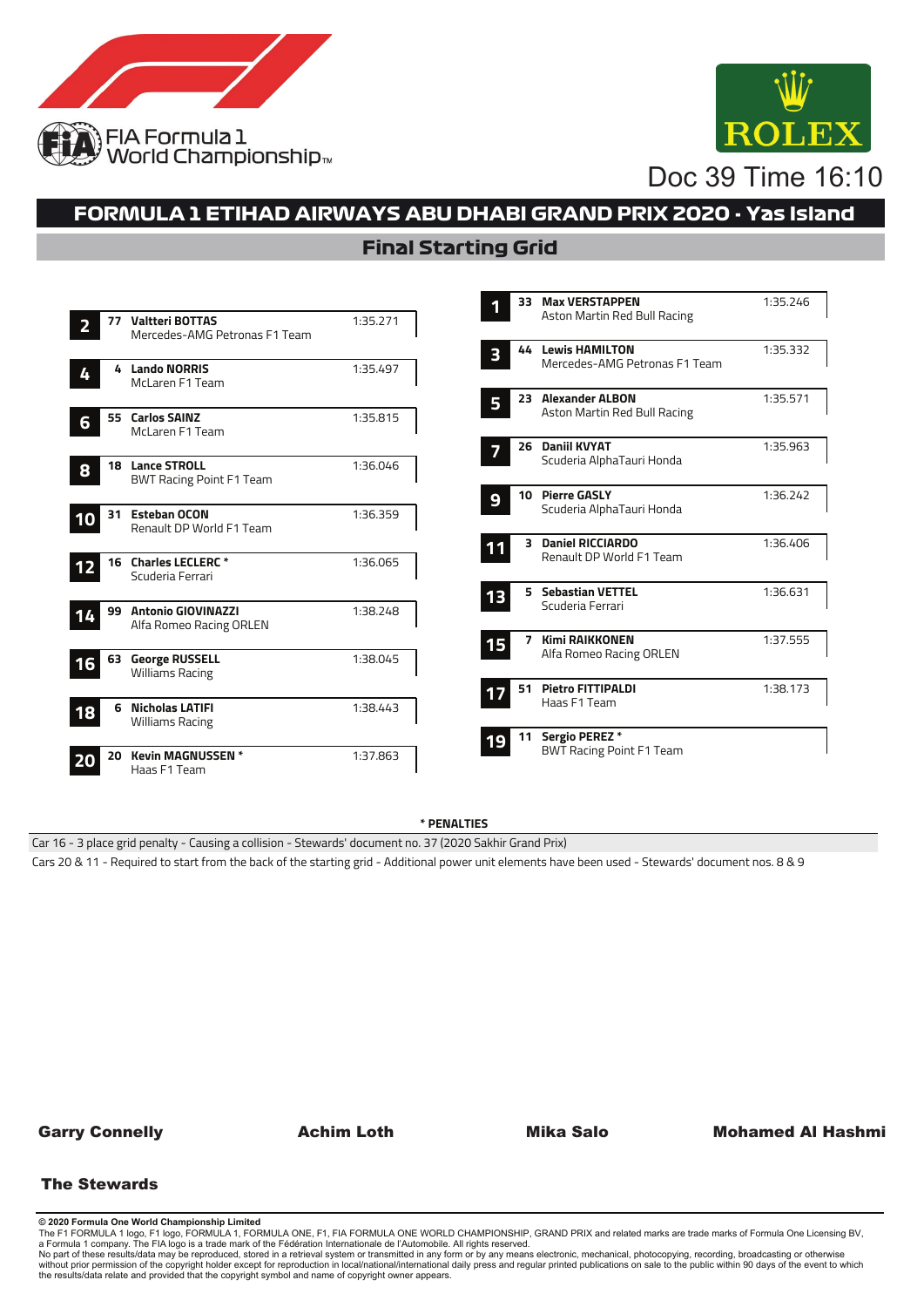FIA Formula 1 World Championship

Doc 39 Time 16:10

# FORMULA 1 ETIHAD AIRWAYS ABU DHABI GRAND PRIX 2020 - Yas Island

## Final Starting Grid

| Pos | No | Driver | Team | Time |
|---|---|---|---|---|
| 1 | 33 | Max VERSTAPPEN | Aston Martin Red Bull Racing | 1:35.246 |
| 2 | 77 | Valtteri BOTTAS | Mercedes-AMG Petronas F1 Team | 1:35.271 |
| 3 | 44 | Lewis HAMILTON | Mercedes-AMG Petronas F1 Team | 1:35.332 |
| 4 | 4 | Lando NORRIS | McLaren F1 Team | 1:35.497 |
| 5 | 23 | Alexander ALBON | Aston Martin Red Bull Racing | 1:35.571 |
| 6 | 55 | Carlos SAINZ | McLaren F1 Team | 1:35.815 |
| 7 | 26 | Daniil KVYAT | Scuderia AlphaTauri Honda | 1:35.963 |
| 8 | 18 | Lance STROLL | BWT Racing Point F1 Team | 1:36.046 |
| 9 | 10 | Pierre GASLY | Scuderia AlphaTauri Honda | 1:36.242 |
| 10 | 31 | Esteban OCON | Renault DP World F1 Team | 1:36.359 |
| 11 | 3 | Daniel RICCIARDO | Renault DP World F1 Team | 1:36.406 |
| 12 | 16 | Charles LECLERC * | Scuderia Ferrari | 1:36.065 |
| 13 | 5 | Sebastian VETTEL | Scuderia Ferrari | 1:36.631 |
| 14 | 99 | Antonio GIOVINAZZI | Alfa Romeo Racing ORLEN | 1:38.248 |
| 15 | 7 | Kimi RAIKKONEN | Alfa Romeo Racing ORLEN | 1:37.555 |
| 16 | 63 | George RUSSELL | Williams Racing | 1:38.045 |
| 17 | 51 | Pietro FITTIPALDI | Haas F1 Team | 1:38.173 |
| 18 | 6 | Nicholas LATIFI | Williams Racing | 1:38.443 |
| 19 | 11 | Sergio PEREZ * | BWT Racing Point F1 Team | |
| 20 | 20 | Kevin MAGNUSSEN * | Haas F1 Team | 1:37.863 |

**\* PENALTIES**

Car 16 - 3 place grid penalty - Causing a collision - Stewards' document no. 37 (2020 Sakhir Grand Prix)

Cars 20 & 11 - Required to start from the back of the starting grid - Additional power unit elements have been used - Stewards' document nos. 8 & 9

**Garry Connelly** **Achim Loth** **Mika Salo** **Mohamed Al Hashmi**

**The Stewards**

**© 2020 Formula One World Championship Limited**
The F1 FORMULA 1 logo, F1 logo, FORMULA 1, FORMULA ONE, F1, FIA FORMULA ONE WORLD CHAMPIONSHIP, GRAND PRIX and related marks are trade marks of Formula One Licensing BV, a Formula 1 company. The FIA logo is a trade mark of the Fédération Internationale de l'Automobile. All rights reserved.
No part of these results/data may be reproduced, stored in a retrieval system or transmitted in any form or by any means electronic, mechanical, photocopying, recording, broadcasting or otherwise without prior permission of the copyright holder except for reproduction in local/national/international daily press and regular printed publications on sale to the public within 90 days of the event to which the results/data relate and provided that the copyright symbol and name of copyright owner appears.